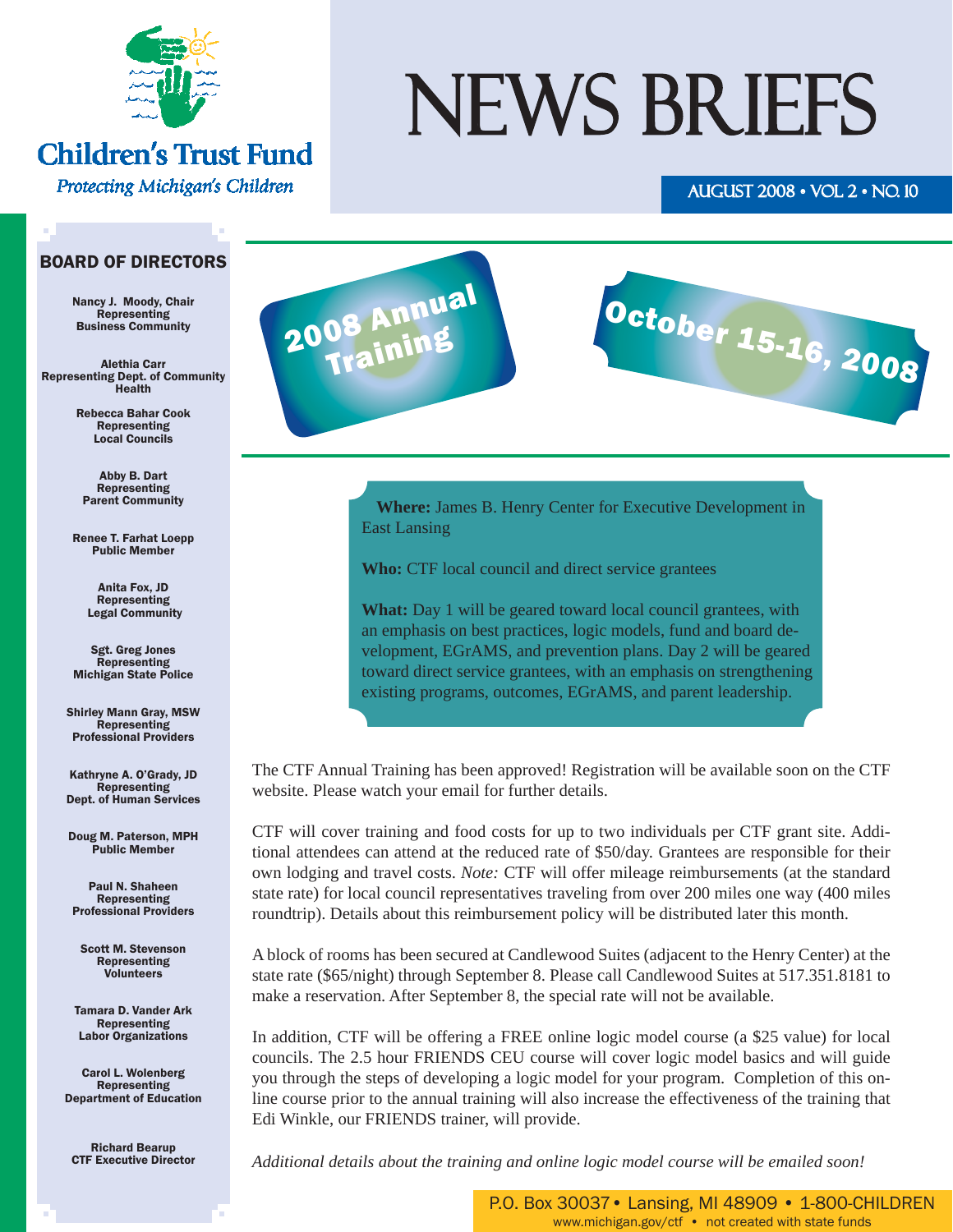# NEWS BRIEFS

Children's Trust Fund

*Protecting Michigan's Children*

AUGUST 2008 • VOL 2 • NO. 10

## BOARD OF DIRECTORS

**Nancy J. Moody, Chair**
Representing
Business Community

**Alethia Carr**
Representing Dept. of Community Health

**Rebecca Bahar Cook**
Representing
Local Councils

**Abby B. Dart**
Representing
Parent Community

**Renee T. Farhat Loepp**
Public Member

**Anita Fox, JD**
Representing
Legal Community

**Sgt. Greg Jones**
Representing
Michigan State Police

**Shirley Mann Gray, MSW**
Representing
Professional Providers

**Kathryne A. O'Grady, JD**
Representing
Dept. of Human Services

**Doug M. Paterson, MPH**
Public Member

**Paul N. Shaheen**
Representing
Professional Providers

**Scott M. Stevenson**
Representing
Volunteers

**Tamara D. Vander Ark**
Representing
Labor Organizations

**Carol L. Wolenberg**
Representing
Department of Education

**Richard Bearup**
CTF Executive Director

## 2008 Annual Training

## October 15-16, 2008

**Where:** James B. Henry Center for Executive Development in East Lansing

**Who:** CTF local council and direct service grantees

**What:** Day 1 will be geared toward local council grantees, with an emphasis on best practices, logic models, fund and board development, EGrAMS, and prevention plans. Day 2 will be geared toward direct service grantees, with an emphasis on strengthening existing programs, outcomes, EGrAMS, and parent leadership.

The CTF Annual Training has been approved! Registration will be available soon on the CTF website. Please watch your email for further details.

CTF will cover training and food costs for up to two individuals per CTF grant site. Additional attendees can attend at the reduced rate of $50/day. Grantees are responsible for their own lodging and travel costs. *Note:* CTF will offer mileage reimbursements (at the standard state rate) for local council representatives traveling from over 200 miles one way (400 miles roundtrip). Details about this reimbursement policy will be distributed later this month.

A block of rooms has been secured at Candlewood Suites (adjacent to the Henry Center) at the state rate ($65/night) through September 8. Please call Candlewood Suites at 517.351.8181 to make a reservation. After September 8, the special rate will not be available.

In addition, CTF will be offering a FREE online logic model course (a $25 value) for local councils. The 2.5 hour FRIENDS CEU course will cover logic model basics and will guide you through the steps of developing a logic model for your program. Completion of this online course prior to the annual training will also increase the effectiveness of the training that Edi Winkle, our FRIENDS trainer, will provide.

*Additional details about the training and online logic model course will be emailed soon!*

P.O. Box 30037 • Lansing, MI 48909 • 1-800-CHILDREN
www.michigan.gov/ctf • not created with state funds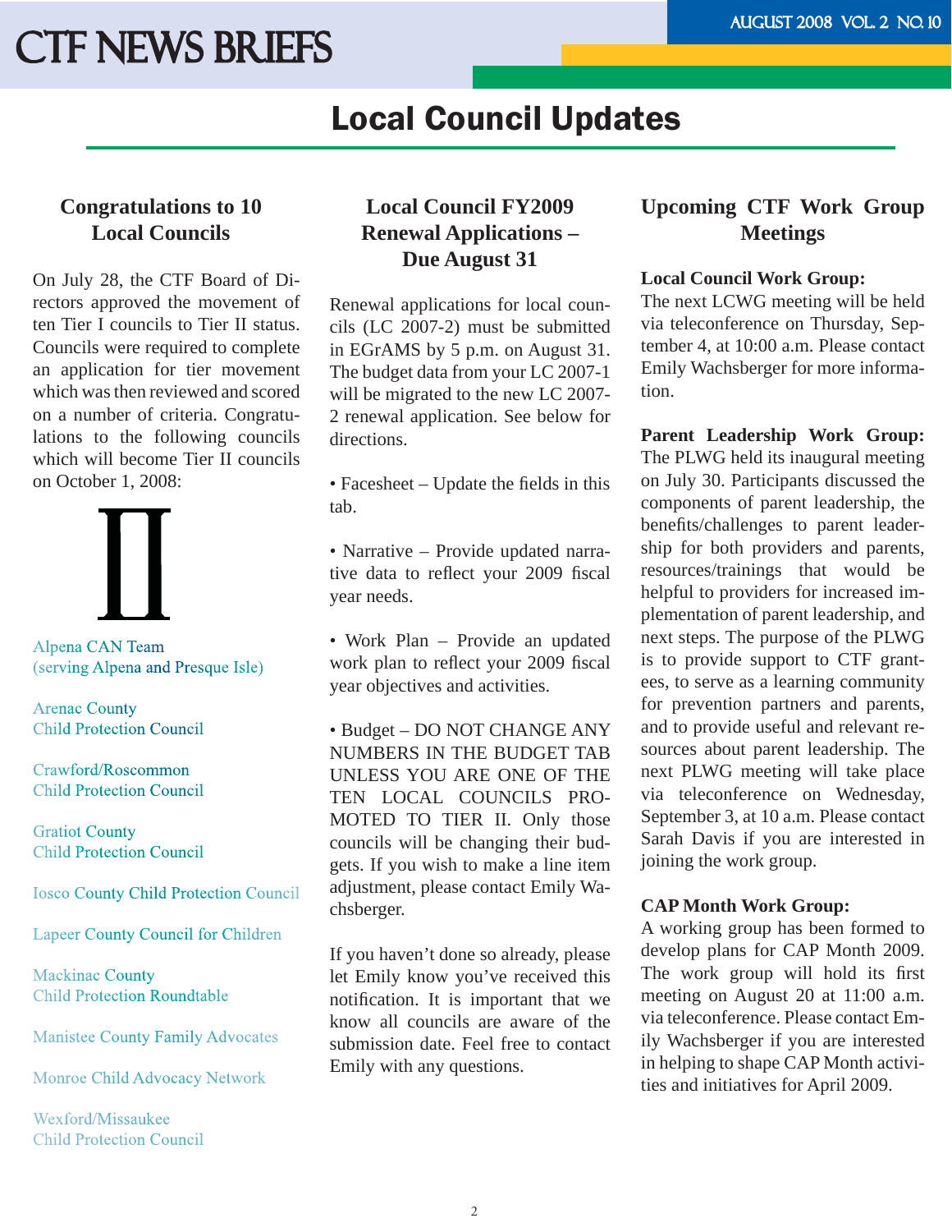# Local Council Updates

## Congratulations to 10 Local Councils

On July 28, the CTF Board of Directors approved the movement of ten Tier I councils to Tier II status. Councils were required to complete an application for tier movement which was then reviewed and scored on a number of criteria. Congratulations to the following councils which will become Tier II councils on October 1, 2008:

II

Alpena CAN Team
(serving Alpena and Presque Isle)

Arenac County
Child Protection Council

Crawford/Roscommon
Child Protection Council

Gratiot County
Child Protection Council

Iosco County Child Protection Council

Lapeer County Council for Children

Mackinac County
Child Protection Roundtable

Manistee County Family Advocates

Monroe Child Advocacy Network

Wexford/Missaukee
Child Protection Council

## Local Council FY2009 Renewal Applications – Due August 31

Renewal applications for local councils (LC 2007-2) must be submitted in EGrAMS by 5 p.m. on August 31. The budget data from your LC 2007-1 will be migrated to the new LC 2007-2 renewal application. See below for directions.

• Facesheet – Update the fields in this tab.

• Narrative – Provide updated narrative data to reflect your 2009 fiscal year needs.

• Work Plan – Provide an updated work plan to reflect your 2009 fiscal year objectives and activities.

• Budget – DO NOT CHANGE ANY NUMBERS IN THE BUDGET TAB UNLESS YOU ARE ONE OF THE TEN LOCAL COUNCILS PROMOTED TO TIER II. Only those councils will be changing their budgets. If you wish to make a line item adjustment, please contact Emily Wachsberger.

If you haven't done so already, please let Emily know you've received this notification. It is important that we know all councils are aware of the submission date. Feel free to contact Emily with any questions.

## Upcoming CTF Work Group Meetings

**Local Council Work Group:**
The next LCWG meeting will be held via teleconference on Thursday, September 4, at 10:00 a.m. Please contact Emily Wachsberger for more information.

**Parent Leadership Work Group:**
The PLWG held its inaugural meeting on July 30. Participants discussed the components of parent leadership, the benefits/challenges to parent leadership for both providers and parents, resources/trainings that would be helpful to providers for increased implementation of parent leadership, and next steps. The purpose of the PLWG is to provide support to CTF grantees, to serve as a learning community for prevention partners and parents, and to provide useful and relevant resources about parent leadership. The next PLWG meeting will take place via teleconference on Wednesday, September 3, at 10 a.m. Please contact Sarah Davis if you are interested in joining the work group.

**CAP Month Work Group:**
A working group has been formed to develop plans for CAP Month 2009. The work group will hold its first meeting on August 20 at 11:00 a.m. via teleconference. Please contact Emily Wachsberger if you are interested in helping to shape CAP Month activities and initiatives for April 2009.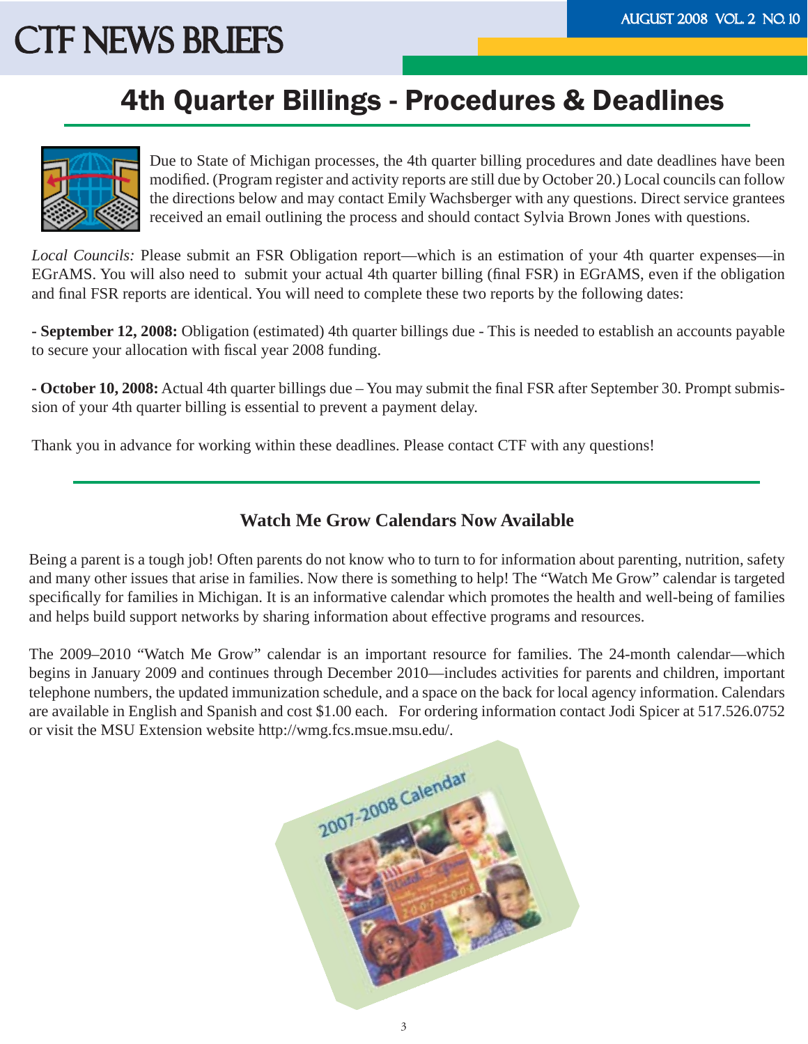# 4th Quarter Billings - Procedures & Deadlines

Due to State of Michigan processes, the 4th quarter billing procedures and date deadlines have been modified. (Program register and activity reports are still due by October 20.) Local councils can follow the directions below and may contact Emily Wachsberger with any questions. Direct service grantees received an email outlining the process and should contact Sylvia Brown Jones with questions.

*Local Councils:* Please submit an FSR Obligation report—which is an estimation of your 4th quarter expenses—in EGrAMS. You will also need to submit your actual 4th quarter billing (final FSR) in EGrAMS, even if the obligation and final FSR reports are identical. You will need to complete these two reports by the following dates:

**- September 12, 2008:** Obligation (estimated) 4th quarter billings due - This is needed to establish an accounts payable to secure your allocation with fiscal year 2008 funding.

**- October 10, 2008:** Actual 4th quarter billings due – You may submit the final FSR after September 30. Prompt submission of your 4th quarter billing is essential to prevent a payment delay.

Thank you in advance for working within these deadlines. Please contact CTF with any questions!

## Watch Me Grow Calendars Now Available

Being a parent is a tough job! Often parents do not know who to turn to for information about parenting, nutrition, safety and many other issues that arise in families. Now there is something to help! The “Watch Me Grow” calendar is targeted specifically for families in Michigan. It is an informative calendar which promotes the health and well-being of families and helps build support networks by sharing information about effective programs and resources.

The 2009–2010 “Watch Me Grow” calendar is an important resource for families. The 24-month calendar—which begins in January 2009 and continues through December 2010—includes activities for parents and children, important telephone numbers, the updated immunization schedule, and a space on the back for local agency information. Calendars are available in English and Spanish and cost $1.00 each. For ordering information contact Jodi Spicer at 517.526.0752 or visit the MSU Extension website http://wmg.fcs.msue.msu.edu/.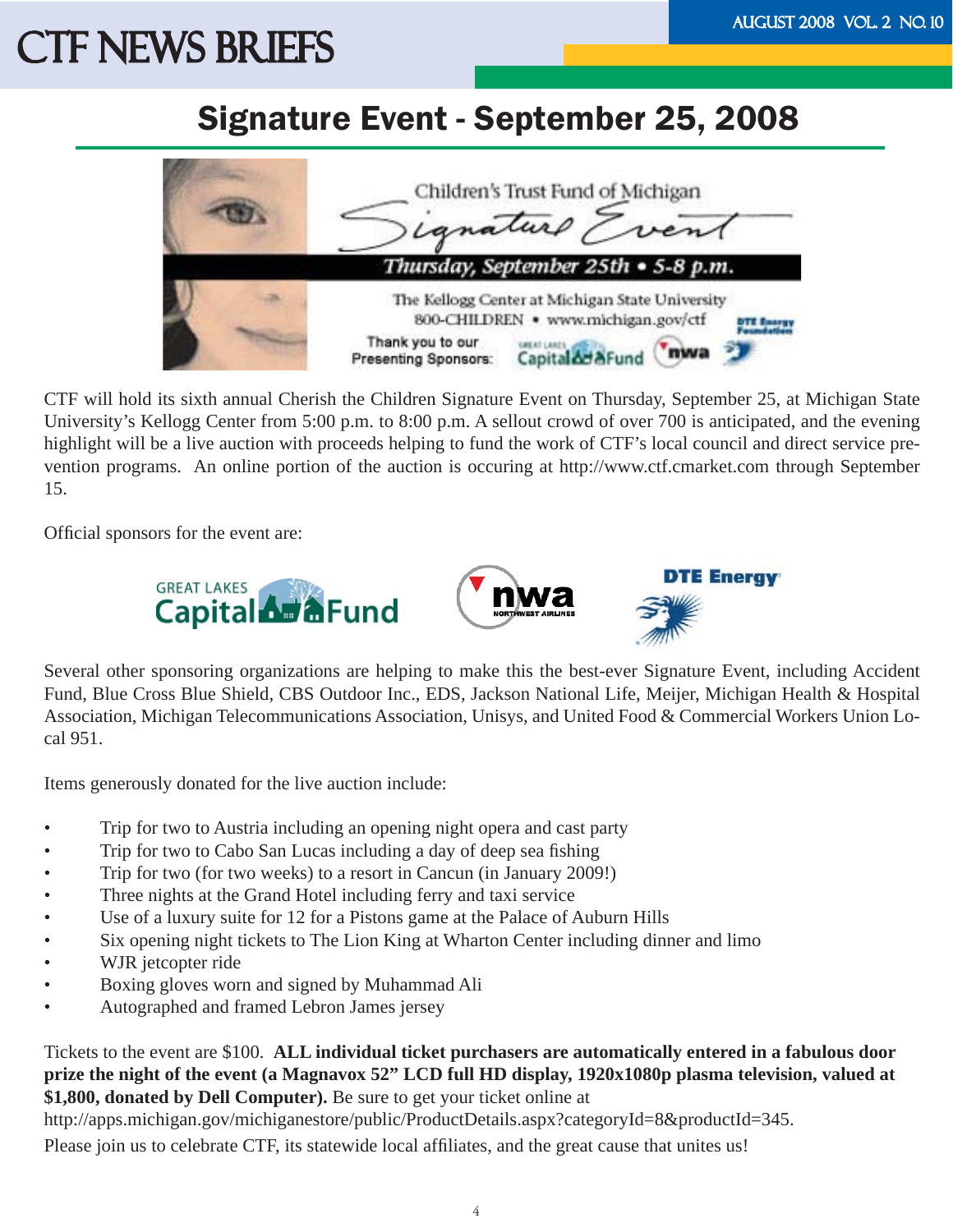## Signature Event - September 25, 2008

Children's Trust Fund of Michigan

Signature Event

Thursday, September 25th • 5-8 p.m.

The Kellogg Center at Michigan State University

800-CHILDREN • www.michigan.gov/ctf

Thank you to our Presenting Sponsors:

CTF will hold its sixth annual Cherish the Children Signature Event on Thursday, September 25, at Michigan State University's Kellogg Center from 5:00 p.m. to 8:00 p.m. A sellout crowd of over 700 is anticipated, and the evening highlight will be a live auction with proceeds helping to fund the work of CTF's local council and direct service prevention programs. An online portion of the auction is occuring at http://www.ctf.cmarket.com through September 15.

Official sponsors for the event are:

GREAT LAKES Capital Fund | nwa NORTHWEST AIRLINES | DTE Energy

Several other sponsoring organizations are helping to make this the best-ever Signature Event, including Accident Fund, Blue Cross Blue Shield, CBS Outdoor Inc., EDS, Jackson National Life, Meijer, Michigan Health & Hospital Association, Michigan Telecommunications Association, Unisys, and United Food & Commercial Workers Union Local 951.

Items generously donated for the live auction include:

- Trip for two to Austria including an opening night opera and cast party
- Trip for two to Cabo San Lucas including a day of deep sea fishing
- Trip for two (for two weeks) to a resort in Cancun (in January 2009!)
- Three nights at the Grand Hotel including ferry and taxi service
- Use of a luxury suite for 12 for a Pistons game at the Palace of Auburn Hills
- Six opening night tickets to The Lion King at Wharton Center including dinner and limo
- WJR jetcopter ride
- Boxing gloves worn and signed by Muhammad Ali
- Autographed and framed Lebron James jersey

Tickets to the event are $100. **ALL individual ticket purchasers are automatically entered in a fabulous door prize the night of the event (a Magnavox 52" LCD full HD display, 1920x1080p plasma television, valued at $1,800, donated by Dell Computer).** Be sure to get your ticket online at http://apps.michigan.gov/michiganestore/public/ProductDetails.aspx?categoryId=8&productId=345.

Please join us to celebrate CTF, its statewide local affiliates, and the great cause that unites us!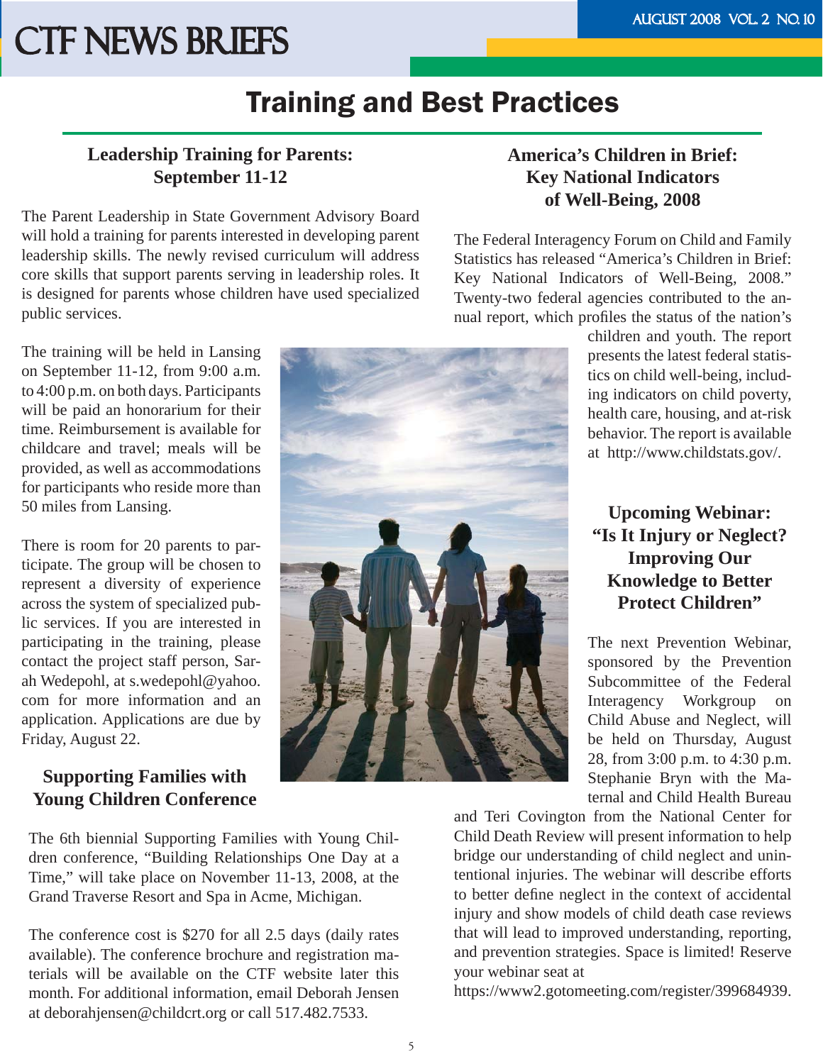# Training and Best Practices

## Leadership Training for Parents: September 11-12

The Parent Leadership in State Government Advisory Board will hold a training for parents interested in developing parent leadership skills. The newly revised curriculum will address core skills that support parents serving in leadership roles. It is designed for parents whose children have used specialized public services.

The training will be held in Lansing on September 11-12, from 9:00 a.m. to 4:00 p.m. on both days. Participants will be paid an honorarium for their time. Reimbursement is available for childcare and travel; meals will be provided, as well as accommodations for participants who reside more than 50 miles from Lansing.

There is room for 20 parents to participate. The group will be chosen to represent a diversity of experience across the system of specialized public services. If you are interested in participating in the training, please contact the project staff person, Sarah Wedepohl, at s.wedepohl@yahoo.com for more information and an application. Applications are due by Friday, August 22.

## Supporting Families with Young Children Conference

The 6th biennial Supporting Families with Young Children conference, "Building Relationships One Day at a Time," will take place on November 11-13, 2008, at the Grand Traverse Resort and Spa in Acme, Michigan.

The conference cost is $270 for all 2.5 days (daily rates available). The conference brochure and registration materials will be available on the CTF website later this month. For additional information, email Deborah Jensen at deborahjensen@childcrt.org or call 517.482.7533.

## America's Children in Brief: Key National Indicators of Well-Being, 2008

The Federal Interagency Forum on Child and Family Statistics has released "America's Children in Brief: Key National Indicators of Well-Being, 2008." Twenty-two federal agencies contributed to the annual report, which profiles the status of the nation's children and youth. The report presents the latest federal statistics on child well-being, including indicators on child poverty, health care, housing, and at-risk behavior. The report is available at http://www.childstats.gov/.

## Upcoming Webinar: "Is It Injury or Neglect? Improving Our Knowledge to Better Protect Children"

The next Prevention Webinar, sponsored by the Prevention Subcommittee of the Federal Interagency Workgroup on Child Abuse and Neglect, will be held on Thursday, August 28, from 3:00 p.m. to 4:30 p.m. Stephanie Bryn with the Maternal and Child Health Bureau and Teri Covington from the National Center for Child Death Review will present information to help bridge our understanding of child neglect and unintentional injuries. The webinar will describe efforts to better define neglect in the context of accidental injury and show models of child death case reviews that will lead to improved understanding, reporting, and prevention strategies. Space is limited! Reserve your webinar seat at https://www2.gotomeeting.com/register/399684939.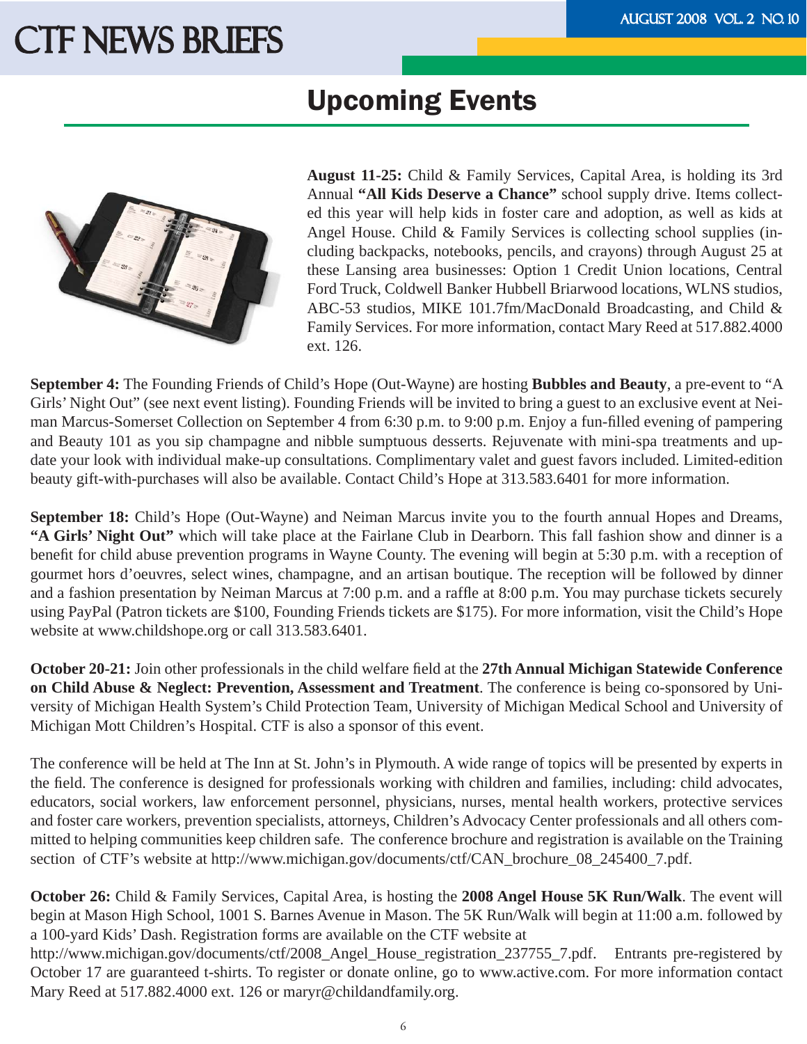## Upcoming Events

**August 11-25:** Child & Family Services, Capital Area, is holding its 3rd Annual **"All Kids Deserve a Chance"** school supply drive. Items collected this year will help kids in foster care and adoption, as well as kids at Angel House. Child & Family Services is collecting school supplies (including backpacks, notebooks, pencils, and crayons) through August 25 at these Lansing area businesses: Option 1 Credit Union locations, Central Ford Truck, Coldwell Banker Hubbell Briarwood locations, WLNS studios, ABC-53 studios, MIKE 101.7fm/MacDonald Broadcasting, and Child & Family Services. For more information, contact Mary Reed at 517.882.4000 ext. 126.

**September 4:** The Founding Friends of Child's Hope (Out-Wayne) are hosting **Bubbles and Beauty**, a pre-event to "A Girls' Night Out" (see next event listing). Founding Friends will be invited to bring a guest to an exclusive event at Neiman Marcus-Somerset Collection on September 4 from 6:30 p.m. to 9:00 p.m. Enjoy a fun-filled evening of pampering and Beauty 101 as you sip champagne and nibble sumptuous desserts. Rejuvenate with mini-spa treatments and update your look with individual make-up consultations. Complimentary valet and guest favors included. Limited-edition beauty gift-with-purchases will also be available. Contact Child's Hope at 313.583.6401 for more information.

**September 18:** Child's Hope (Out-Wayne) and Neiman Marcus invite you to the fourth annual Hopes and Dreams, **"A Girls' Night Out"** which will take place at the Fairlane Club in Dearborn. This fall fashion show and dinner is a benefit for child abuse prevention programs in Wayne County. The evening will begin at 5:30 p.m. with a reception of gourmet hors d'oeuvres, select wines, champagne, and an artisan boutique. The reception will be followed by dinner and a fashion presentation by Neiman Marcus at 7:00 p.m. and a raffle at 8:00 p.m. You may purchase tickets securely using PayPal (Patron tickets are $100, Founding Friends tickets are $175). For more information, visit the Child's Hope website at www.childshope.org or call 313.583.6401.

**October 20-21:** Join other professionals in the child welfare field at the **27th Annual Michigan Statewide Conference on Child Abuse & Neglect: Prevention, Assessment and Treatment**. The conference is being co-sponsored by University of Michigan Health System's Child Protection Team, University of Michigan Medical School and University of Michigan Mott Children's Hospital. CTF is also a sponsor of this event.

The conference will be held at The Inn at St. John's in Plymouth. A wide range of topics will be presented by experts in the field. The conference is designed for professionals working with children and families, including: child advocates, educators, social workers, law enforcement personnel, physicians, nurses, mental health workers, protective services and foster care workers, prevention specialists, attorneys, Children's Advocacy Center professionals and all others committed to helping communities keep children safe. The conference brochure and registration is available on the Training section of CTF's website at http://www.michigan.gov/documents/ctf/CAN_brochure_08_245400_7.pdf.

**October 26:** Child & Family Services, Capital Area, is hosting the **2008 Angel House 5K Run/Walk**. The event will begin at Mason High School, 1001 S. Barnes Avenue in Mason. The 5K Run/Walk will begin at 11:00 a.m. followed by a 100-yard Kids' Dash. Registration forms are available on the CTF website at http://www.michigan.gov/documents/ctf/2008_Angel_House_registration_237755_7.pdf. Entrants pre-registered by October 17 are guaranteed t-shirts. To register or donate online, go to www.active.com. For more information contact Mary Reed at 517.882.4000 ext. 126 or maryr@childandfamily.org.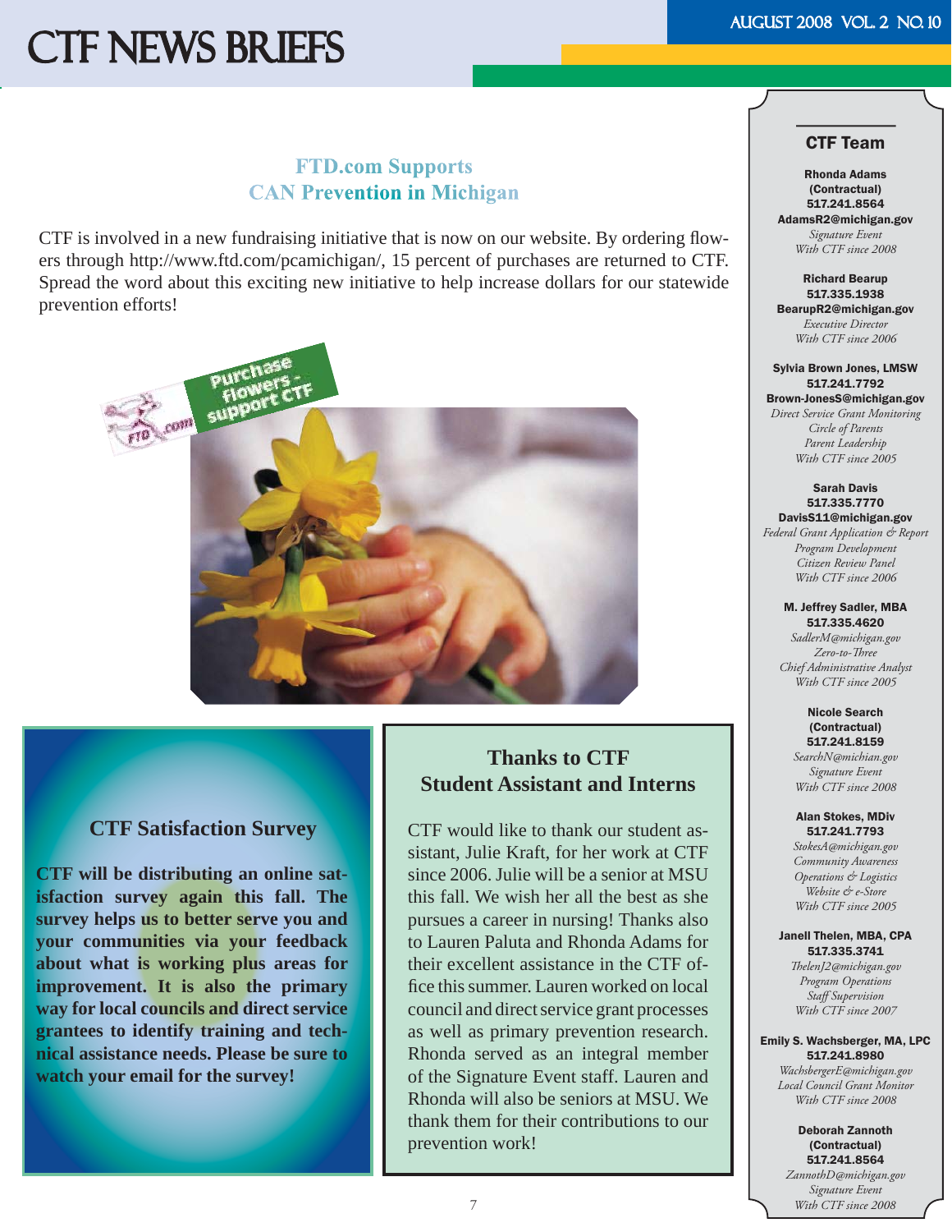# CTF NEWS BRIEFS

## FTD.com Supports CAN Prevention in Michigan

CTF is involved in a new fundraising initiative that is now on our website. By ordering flowers through http://www.ftd.com/pcamichigan/, 15 percent of purchases are returned to CTF. Spread the word about this exciting new initiative to help increase dollars for our statewide prevention efforts!

Purchase flowers - support CTF

## CTF Satisfaction Survey

**CTF will be distributing an online satisfaction survey again this fall. The survey helps us to better serve you and your communities via your feedback about what is working plus areas for improvement. It is also the primary way for local councils and direct service grantees to identify training and technical assistance needs. Please be sure to watch your email for the survey!**

## Thanks to CTF Student Assistant and Interns

CTF would like to thank our student assistant, Julie Kraft, for her work at CTF since 2006. Julie will be a senior at MSU this fall. We wish her all the best as she pursues a career in nursing! Thanks also to Lauren Paluta and Rhonda Adams for their excellent assistance in the CTF office this summer. Lauren worked on local council and direct service grant processes as well as primary prevention research. Rhonda served as an integral member of the Signature Event staff. Lauren and Rhonda will also be seniors at MSU. We thank them for their contributions to our prevention work!

## CTF Team

**Rhonda Adams (Contractual)**
**517.241.8564**
**AdamsR2@michigan.gov**
*Signature Event*
*With CTF since 2008*

**Richard Bearup**
**517.335.1938**
**BearupR2@michigan.gov**
*Executive Director*
*With CTF since 2006*

**Sylvia Brown Jones, LMSW**
**517.241.7792**
**Brown-JonesS@michigan.gov**
*Direct Service Grant Monitoring*
*Circle of Parents*
*Parent Leadership*
*With CTF since 2005*

**Sarah Davis**
**517.335.7770**
**DavisS11@michigan.gov**
*Federal Grant Application & Report*
*Program Development*
*Citizen Review Panel*
*With CTF since 2006*

**M. Jeffrey Sadler, MBA**
**517.335.4620**
*SadlerM@michigan.gov*
*Zero-to-Three*
*Chief Administrative Analyst*
*With CTF since 2005*

**Nicole Search (Contractual)**
**517.241.8159**
*SearchN@michian.gov*
*Signature Event*
*With CTF since 2008*

**Alan Stokes, MDiv**
**517.241.7793**
*StokesA@michigan.gov*
*Community Awareness*
*Operations & Logistics*
*Website & e-Store*
*With CTF since 2005*

**Janell Thelen, MBA, CPA**
**517.335.3741**
*ThelenJ2@michigan.gov*
*Program Operations*
*Staff Supervision*
*With CTF since 2007*

**Emily S. Wachsberger, MA, LPC**
**517.241.8980**
*WachsbergerE@michigan.gov*
*Local Council Grant Monitor*
*With CTF since 2008*

**Deborah Zannoth (Contractual)**
**517.241.8564**
*ZannothD@michigan.gov*
*Signature Event*
*With CTF since 2008*